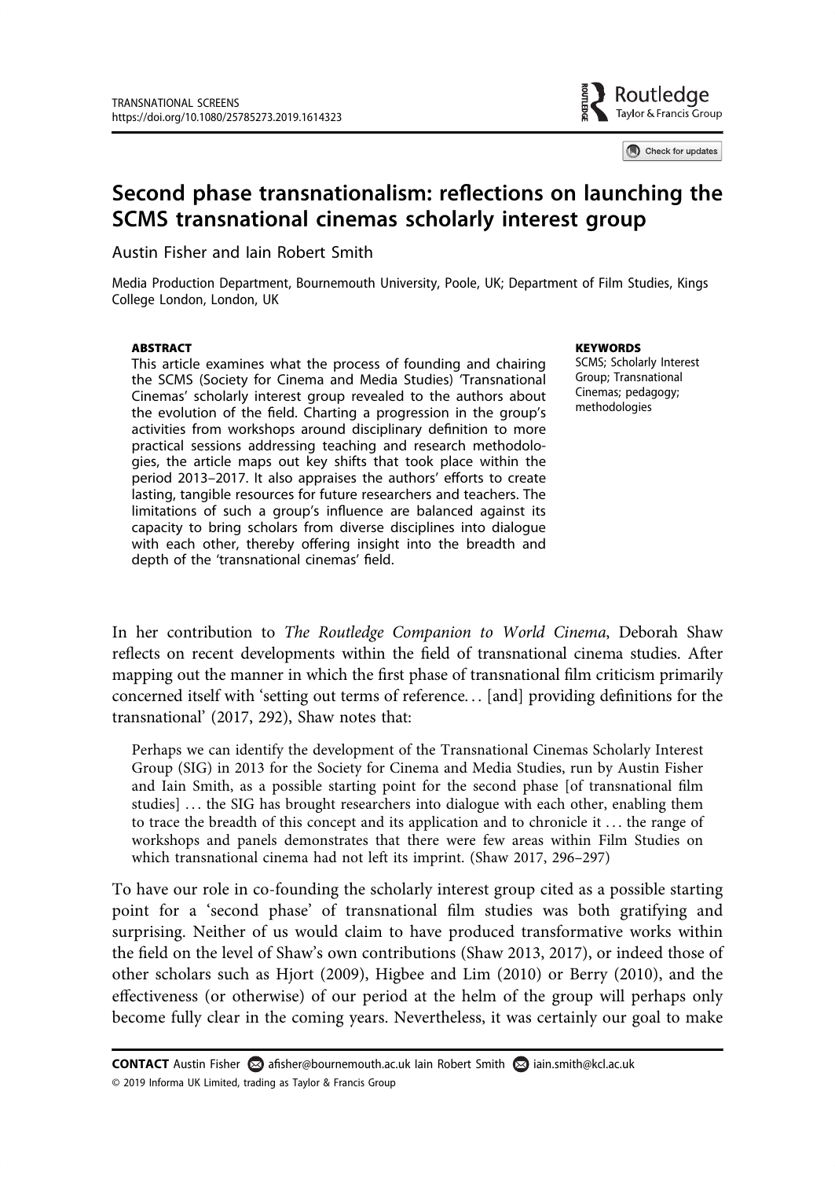TRANSNATIONAL SCREENS
https://doi.org/10.1080/25785273.2019.1614323

# Second phase transnationalism: reflections on launching the SCMS transnational cinemas scholarly interest group

Austin Fisher and Iain Robert Smith

Media Production Department, Bournemouth University, Poole, UK; Department of Film Studies, Kings College London, London, UK

**ABSTRACT**

This article examines what the process of founding and chairing the SCMS (Society for Cinema and Media Studies) 'Transnational Cinemas' scholarly interest group revealed to the authors about the evolution of the field. Charting a progression in the group's activities from workshops around disciplinary definition to more practical sessions addressing teaching and research methodologies, the article maps out key shifts that took place within the period 2013–2017. It also appraises the authors' efforts to create lasting, tangible resources for future researchers and teachers. The limitations of such a group's influence are balanced against its capacity to bring scholars from diverse disciplines into dialogue with each other, thereby offering insight into the breadth and depth of the 'transnational cinemas' field.

**KEYWORDS**

SCMS; Scholarly Interest Group; Transnational Cinemas; pedagogy; methodologies

In her contribution to *The Routledge Companion to World Cinema*, Deborah Shaw reflects on recent developments within the field of transnational cinema studies. After mapping out the manner in which the first phase of transnational film criticism primarily concerned itself with 'setting out terms of reference… [and] providing definitions for the transnational' (2017, 292), Shaw notes that:

> Perhaps we can identify the development of the Transnational Cinemas Scholarly Interest Group (SIG) in 2013 for the Society for Cinema and Media Studies, run by Austin Fisher and Iain Smith, as a possible starting point for the second phase [of transnational film studies] … the SIG has brought researchers into dialogue with each other, enabling them to trace the breadth of this concept and its application and to chronicle it … the range of workshops and panels demonstrates that there were few areas within Film Studies on which transnational cinema had not left its imprint. (Shaw 2017, 296–297)

To have our role in co-founding the scholarly interest group cited as a possible starting point for a 'second phase' of transnational film studies was both gratifying and surprising. Neither of us would claim to have produced transformative works within the field on the level of Shaw's own contributions (Shaw 2013, 2017), or indeed those of other scholars such as Hjort (2009), Higbee and Lim (2010) or Berry (2010), and the effectiveness (or otherwise) of our period at the helm of the group will perhaps only become fully clear in the coming years. Nevertheless, it was certainly our goal to make

**CONTACT** Austin Fisher afisher@bournemouth.ac.uk Iain Robert Smith iain.smith@kcl.ac.uk
© 2019 Informa UK Limited, trading as Taylor & Francis Group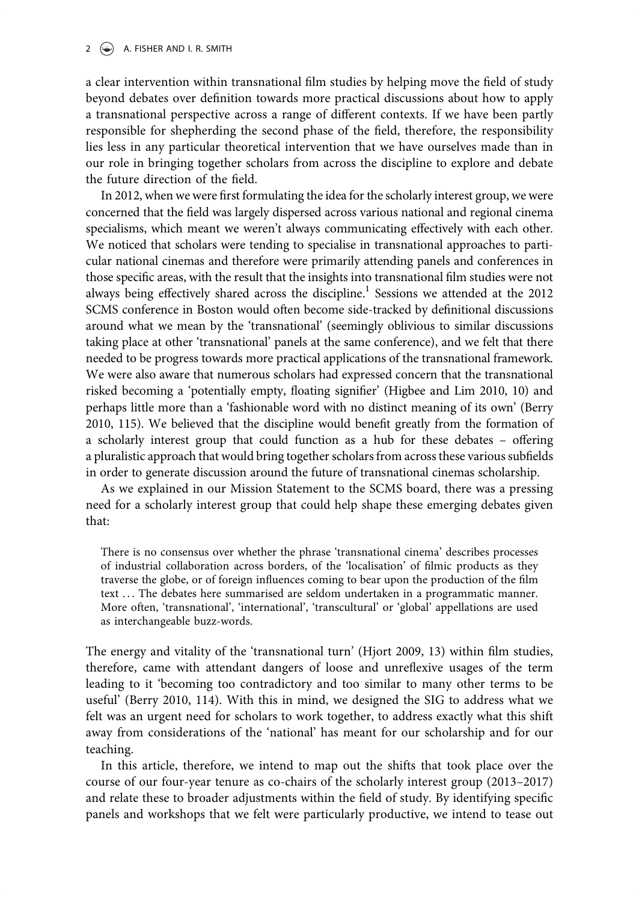a clear intervention within transnational film studies by helping move the field of study beyond debates over definition towards more practical discussions about how to apply a transnational perspective across a range of different contexts. If we have been partly responsible for shepherding the second phase of the field, therefore, the responsibility lies less in any particular theoretical intervention that we have ourselves made than in our role in bringing together scholars from across the discipline to explore and debate the future direction of the field.

In 2012, when we were first formulating the idea for the scholarly interest group, we were concerned that the field was largely dispersed across various national and regional cinema specialisms, which meant we weren't always communicating effectively with each other. We noticed that scholars were tending to specialise in transnational approaches to particular national cinemas and therefore were primarily attending panels and conferences in those specific areas, with the result that the insights into transnational film studies were not always being effectively shared across the discipline.[1] Sessions we attended at the 2012 SCMS conference in Boston would often become side-tracked by definitional discussions around what we mean by the 'transnational' (seemingly oblivious to similar discussions taking place at other 'transnational' panels at the same conference), and we felt that there needed to be progress towards more practical applications of the transnational framework. We were also aware that numerous scholars had expressed concern that the transnational risked becoming a 'potentially empty, floating signifier' (Higbee and Lim 2010, 10) and perhaps little more than a 'fashionable word with no distinct meaning of its own' (Berry 2010, 115). We believed that the discipline would benefit greatly from the formation of a scholarly interest group that could function as a hub for these debates – offering a pluralistic approach that would bring together scholars from across these various subfields in order to generate discussion around the future of transnational cinemas scholarship.

As we explained in our Mission Statement to the SCMS board, there was a pressing need for a scholarly interest group that could help shape these emerging debates given that:

> There is no consensus over whether the phrase 'transnational cinema' describes processes of industrial collaboration across borders, of the 'localisation' of filmic products as they traverse the globe, or of foreign influences coming to bear upon the production of the film text … The debates here summarised are seldom undertaken in a programmatic manner. More often, 'transnational', 'international', 'transcultural' or 'global' appellations are used as interchangeable buzz-words.

The energy and vitality of the 'transnational turn' (Hjort 2009, 13) within film studies, therefore, came with attendant dangers of loose and unreflexive usages of the term leading to it 'becoming too contradictory and too similar to many other terms to be useful' (Berry 2010, 114). With this in mind, we designed the SIG to address what we felt was an urgent need for scholars to work together, to address exactly what this shift away from considerations of the 'national' has meant for our scholarship and for our teaching.

In this article, therefore, we intend to map out the shifts that took place over the course of our four-year tenure as co-chairs of the scholarly interest group (2013–2017) and relate these to broader adjustments within the field of study. By identifying specific panels and workshops that we felt were particularly productive, we intend to tease out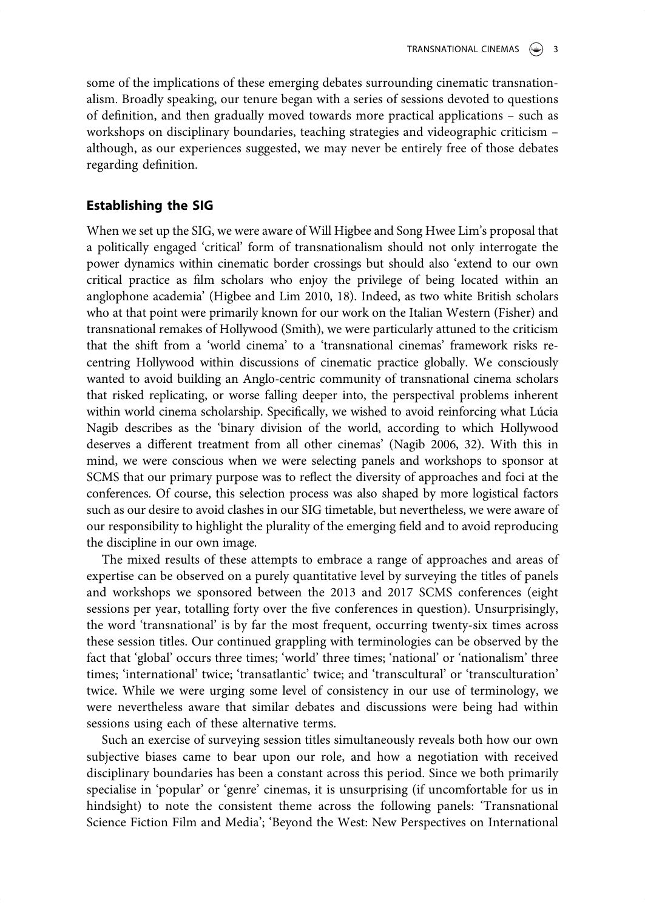some of the implications of these emerging debates surrounding cinematic transnationalism. Broadly speaking, our tenure began with a series of sessions devoted to questions of definition, and then gradually moved towards more practical applications – such as workshops on disciplinary boundaries, teaching strategies and videographic criticism – although, as our experiences suggested, we may never be entirely free of those debates regarding definition.

## Establishing the SIG

When we set up the SIG, we were aware of Will Higbee and Song Hwee Lim's proposal that a politically engaged 'critical' form of transnationalism should not only interrogate the power dynamics within cinematic border crossings but should also 'extend to our own critical practice as film scholars who enjoy the privilege of being located within an anglophone academia' (Higbee and Lim 2010, 18). Indeed, as two white British scholars who at that point were primarily known for our work on the Italian Western (Fisher) and transnational remakes of Hollywood (Smith), we were particularly attuned to the criticism that the shift from a 'world cinema' to a 'transnational cinemas' framework risks re-centring Hollywood within discussions of cinematic practice globally. We consciously wanted to avoid building an Anglo-centric community of transnational cinema scholars that risked replicating, or worse falling deeper into, the perspectival problems inherent within world cinema scholarship. Specifically, we wished to avoid reinforcing what Lúcia Nagib describes as the 'binary division of the world, according to which Hollywood deserves a different treatment from all other cinemas' (Nagib 2006, 32). With this in mind, we were conscious when we were selecting panels and workshops to sponsor at SCMS that our primary purpose was to reflect the diversity of approaches and foci at the conferences. Of course, this selection process was also shaped by more logistical factors such as our desire to avoid clashes in our SIG timetable, but nevertheless, we were aware of our responsibility to highlight the plurality of the emerging field and to avoid reproducing the discipline in our own image.

The mixed results of these attempts to embrace a range of approaches and areas of expertise can be observed on a purely quantitative level by surveying the titles of panels and workshops we sponsored between the 2013 and 2017 SCMS conferences (eight sessions per year, totalling forty over the five conferences in question). Unsurprisingly, the word 'transnational' is by far the most frequent, occurring twenty-six times across these session titles. Our continued grappling with terminologies can be observed by the fact that 'global' occurs three times; 'world' three times; 'national' or 'nationalism' three times; 'international' twice; 'transatlantic' twice; and 'transcultural' or 'transculturation' twice. While we were urging some level of consistency in our use of terminology, we were nevertheless aware that similar debates and discussions were being had within sessions using each of these alternative terms.

Such an exercise of surveying session titles simultaneously reveals both how our own subjective biases came to bear upon our role, and how a negotiation with received disciplinary boundaries has been a constant across this period. Since we both primarily specialise in 'popular' or 'genre' cinemas, it is unsurprising (if uncomfortable for us in hindsight) to note the consistent theme across the following panels: 'Transnational Science Fiction Film and Media'; 'Beyond the West: New Perspectives on International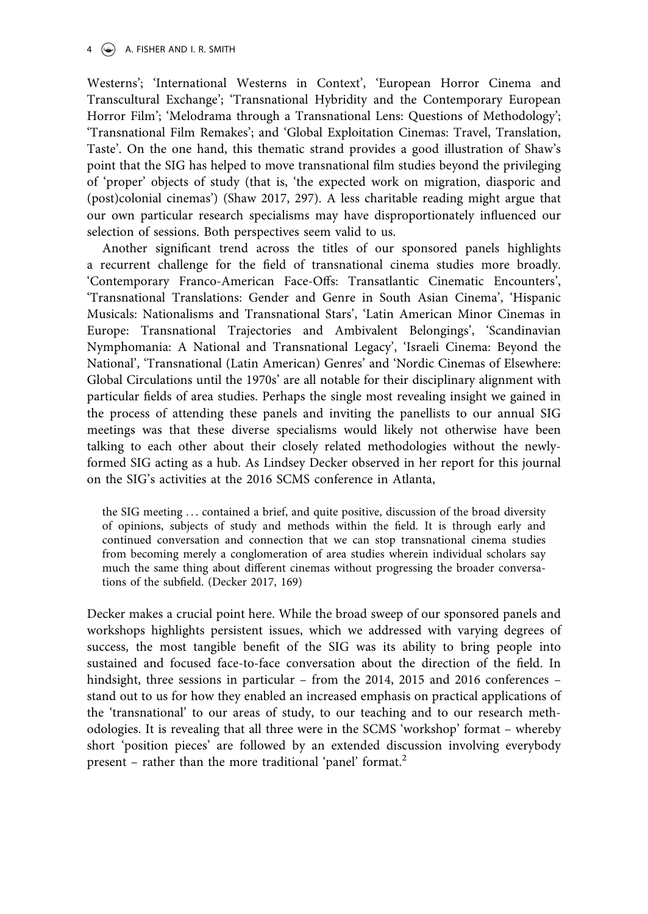Westerns'; 'International Westerns in Context', 'European Horror Cinema and Transcultural Exchange'; 'Transnational Hybridity and the Contemporary European Horror Film'; 'Melodrama through a Transnational Lens: Questions of Methodology'; 'Transnational Film Remakes'; and 'Global Exploitation Cinemas: Travel, Translation, Taste'. On the one hand, this thematic strand provides a good illustration of Shaw's point that the SIG has helped to move transnational film studies beyond the privileging of 'proper' objects of study (that is, 'the expected work on migration, diasporic and (post)colonial cinemas') (Shaw 2017, 297). A less charitable reading might argue that our own particular research specialisms may have disproportionately influenced our selection of sessions. Both perspectives seem valid to us.

Another significant trend across the titles of our sponsored panels highlights a recurrent challenge for the field of transnational cinema studies more broadly. 'Contemporary Franco-American Face-Offs: Transatlantic Cinematic Encounters', 'Transnational Translations: Gender and Genre in South Asian Cinema', 'Hispanic Musicals: Nationalisms and Transnational Stars', 'Latin American Minor Cinemas in Europe: Transnational Trajectories and Ambivalent Belongings', 'Scandinavian Nymphomania: A National and Transnational Legacy', 'Israeli Cinema: Beyond the National', 'Transnational (Latin American) Genres' and 'Nordic Cinemas of Elsewhere: Global Circulations until the 1970s' are all notable for their disciplinary alignment with particular fields of area studies. Perhaps the single most revealing insight we gained in the process of attending these panels and inviting the panellists to our annual SIG meetings was that these diverse specialisms would likely not otherwise have been talking to each other about their closely related methodologies without the newly-formed SIG acting as a hub. As Lindsey Decker observed in her report for this journal on the SIG's activities at the 2016 SCMS conference in Atlanta,

> the SIG meeting ... contained a brief, and quite positive, discussion of the broad diversity of opinions, subjects of study and methods within the field. It is through early and continued conversation and connection that we can stop transnational cinema studies from becoming merely a conglomeration of area studies wherein individual scholars say much the same thing about different cinemas without progressing the broader conversations of the subfield. (Decker 2017, 169)

Decker makes a crucial point here. While the broad sweep of our sponsored panels and workshops highlights persistent issues, which we addressed with varying degrees of success, the most tangible benefit of the SIG was its ability to bring people into sustained and focused face-to-face conversation about the direction of the field. In hindsight, three sessions in particular – from the 2014, 2015 and 2016 conferences – stand out to us for how they enabled an increased emphasis on practical applications of the 'transnational' to our areas of study, to our teaching and to our research methodologies. It is revealing that all three were in the SCMS 'workshop' format – whereby short 'position pieces' are followed by an extended discussion involving everybody present – rather than the more traditional 'panel' format.[2]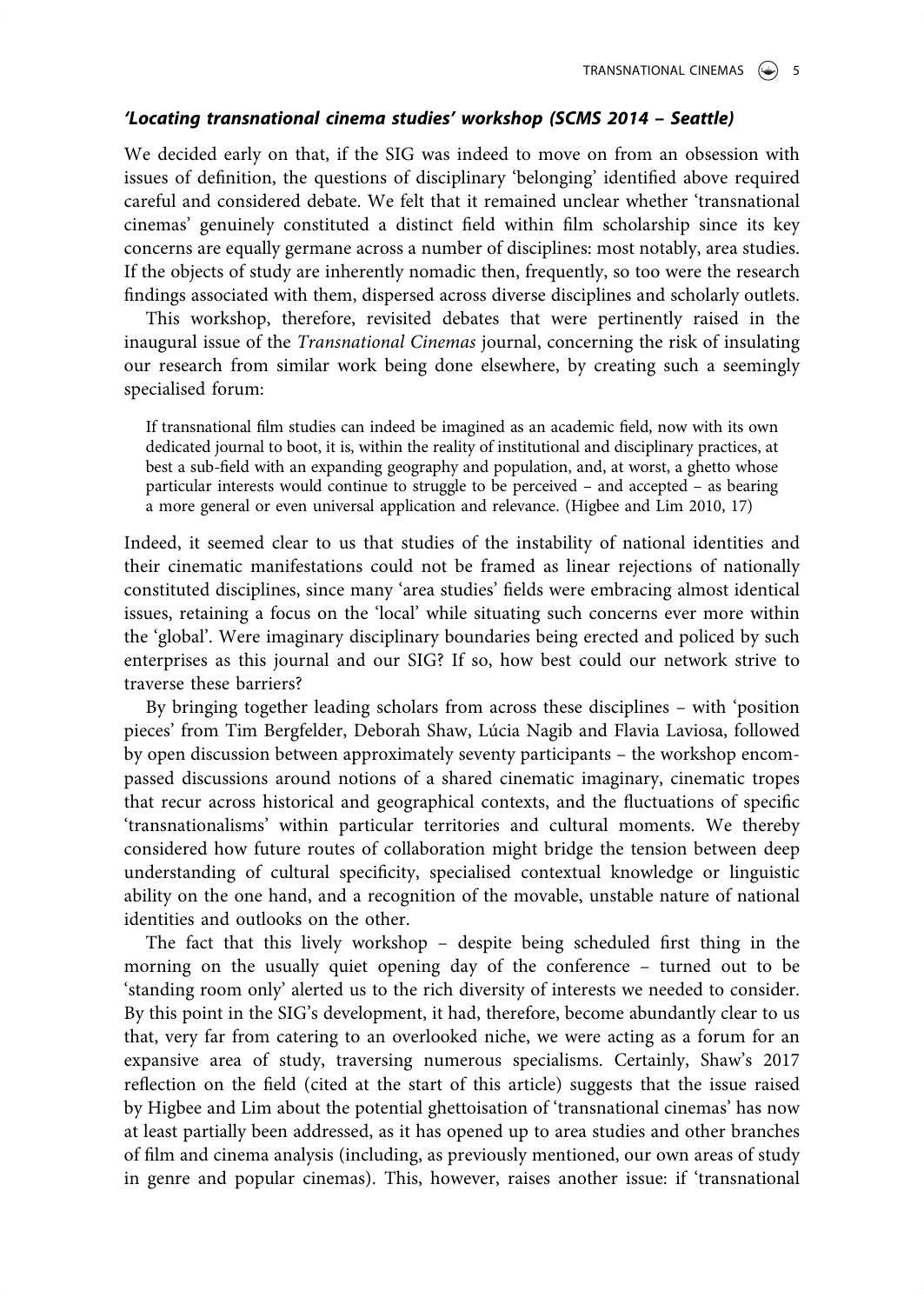### *'Locating transnational cinema studies' workshop (SCMS 2014 – Seattle)*

We decided early on that, if the SIG was indeed to move on from an obsession with issues of definition, the questions of disciplinary 'belonging' identified above required careful and considered debate. We felt that it remained unclear whether 'transnational cinemas' genuinely constituted a distinct field within film scholarship since its key concerns are equally germane across a number of disciplines: most notably, area studies. If the objects of study are inherently nomadic then, frequently, so too were the research findings associated with them, dispersed across diverse disciplines and scholarly outlets.

This workshop, therefore, revisited debates that were pertinently raised in the inaugural issue of the *Transnational Cinemas* journal, concerning the risk of insulating our research from similar work being done elsewhere, by creating such a seemingly specialised forum:

> If transnational film studies can indeed be imagined as an academic field, now with its own dedicated journal to boot, it is, within the reality of institutional and disciplinary practices, at best a sub-field with an expanding geography and population, and, at worst, a ghetto whose particular interests would continue to struggle to be perceived – and accepted – as bearing a more general or even universal application and relevance. (Higbee and Lim 2010, 17)

Indeed, it seemed clear to us that studies of the instability of national identities and their cinematic manifestations could not be framed as linear rejections of nationally constituted disciplines, since many 'area studies' fields were embracing almost identical issues, retaining a focus on the 'local' while situating such concerns ever more within the 'global'. Were imaginary disciplinary boundaries being erected and policed by such enterprises as this journal and our SIG? If so, how best could our network strive to traverse these barriers?

By bringing together leading scholars from across these disciplines – with 'position pieces' from Tim Bergfelder, Deborah Shaw, Lúcia Nagib and Flavia Laviosa, followed by open discussion between approximately seventy participants – the workshop encompassed discussions around notions of a shared cinematic imaginary, cinematic tropes that recur across historical and geographical contexts, and the fluctuations of specific 'transnationalisms' within particular territories and cultural moments. We thereby considered how future routes of collaboration might bridge the tension between deep understanding of cultural specificity, specialised contextual knowledge or linguistic ability on the one hand, and a recognition of the movable, unstable nature of national identities and outlooks on the other.

The fact that this lively workshop – despite being scheduled first thing in the morning on the usually quiet opening day of the conference – turned out to be 'standing room only' alerted us to the rich diversity of interests we needed to consider. By this point in the SIG's development, it had, therefore, become abundantly clear to us that, very far from catering to an overlooked niche, we were acting as a forum for an expansive area of study, traversing numerous specialisms. Certainly, Shaw's 2017 reflection on the field (cited at the start of this article) suggests that the issue raised by Higbee and Lim about the potential ghettoisation of 'transnational cinemas' has now at least partially been addressed, as it has opened up to area studies and other branches of film and cinema analysis (including, as previously mentioned, our own areas of study in genre and popular cinemas). This, however, raises another issue: if 'transnational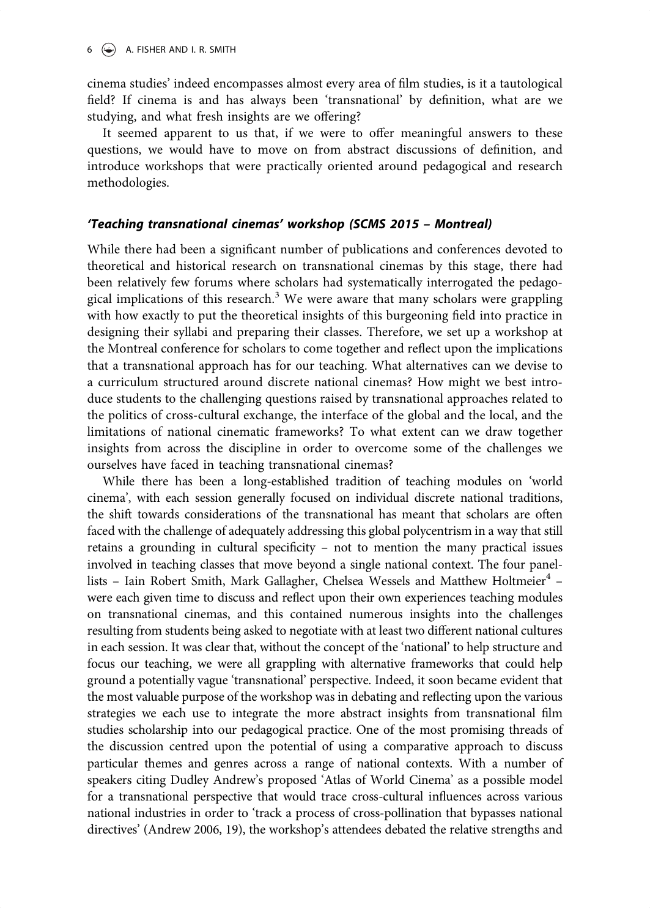cinema studies' indeed encompasses almost every area of film studies, is it a tautological field? If cinema is and has always been 'transnational' by definition, what are we studying, and what fresh insights are we offering?

It seemed apparent to us that, if we were to offer meaningful answers to these questions, we would have to move on from abstract discussions of definition, and introduce workshops that were practically oriented around pedagogical and research methodologies.

### *'Teaching transnational cinemas' workshop (SCMS 2015 – Montreal)*

While there had been a significant number of publications and conferences devoted to theoretical and historical research on transnational cinemas by this stage, there had been relatively few forums where scholars had systematically interrogated the pedagogical implications of this research.[3] We were aware that many scholars were grappling with how exactly to put the theoretical insights of this burgeoning field into practice in designing their syllabi and preparing their classes. Therefore, we set up a workshop at the Montreal conference for scholars to come together and reflect upon the implications that a transnational approach has for our teaching. What alternatives can we devise to a curriculum structured around discrete national cinemas? How might we best introduce students to the challenging questions raised by transnational approaches related to the politics of cross-cultural exchange, the interface of the global and the local, and the limitations of national cinematic frameworks? To what extent can we draw together insights from across the discipline in order to overcome some of the challenges we ourselves have faced in teaching transnational cinemas?

While there has been a long-established tradition of teaching modules on 'world cinema', with each session generally focused on individual discrete national traditions, the shift towards considerations of the transnational has meant that scholars are often faced with the challenge of adequately addressing this global polycentrism in a way that still retains a grounding in cultural specificity – not to mention the many practical issues involved in teaching classes that move beyond a single national context. The four panellists – Iain Robert Smith, Mark Gallagher, Chelsea Wessels and Matthew Holtmeier[4] – were each given time to discuss and reflect upon their own experiences teaching modules on transnational cinemas, and this contained numerous insights into the challenges resulting from students being asked to negotiate with at least two different national cultures in each session. It was clear that, without the concept of the 'national' to help structure and focus our teaching, we were all grappling with alternative frameworks that could help ground a potentially vague 'transnational' perspective. Indeed, it soon became evident that the most valuable purpose of the workshop was in debating and reflecting upon the various strategies we each use to integrate the more abstract insights from transnational film studies scholarship into our pedagogical practice. One of the most promising threads of the discussion centred upon the potential of using a comparative approach to discuss particular themes and genres across a range of national contexts. With a number of speakers citing Dudley Andrew's proposed 'Atlas of World Cinema' as a possible model for a transnational perspective that would trace cross-cultural influences across various national industries in order to 'track a process of cross-pollination that bypasses national directives' (Andrew 2006, 19), the workshop's attendees debated the relative strengths and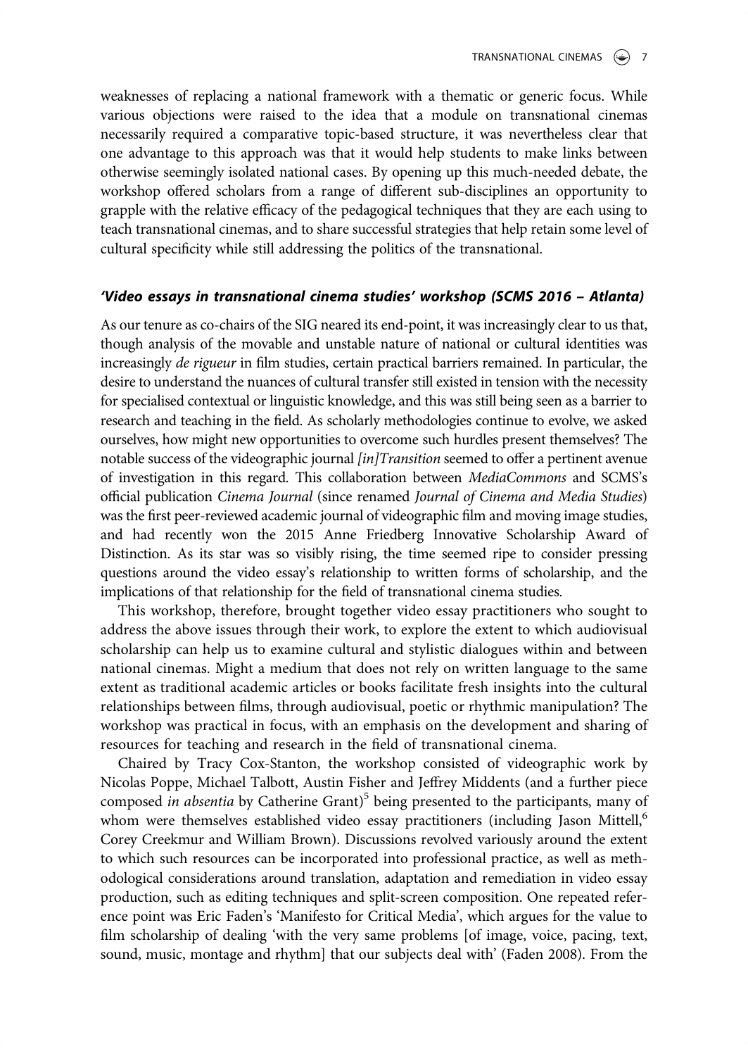weaknesses of replacing a national framework with a thematic or generic focus. While various objections were raised to the idea that a module on transnational cinemas necessarily required a comparative topic-based structure, it was nevertheless clear that one advantage to this approach was that it would help students to make links between otherwise seemingly isolated national cases. By opening up this much-needed debate, the workshop offered scholars from a range of different sub-disciplines an opportunity to grapple with the relative efficacy of the pedagogical techniques that they are each using to teach transnational cinemas, and to share successful strategies that help retain some level of cultural specificity while still addressing the politics of the transnational.

### *'Video essays in transnational cinema studies' workshop (SCMS 2016 – Atlanta)*

As our tenure as co-chairs of the SIG neared its end-point, it was increasingly clear to us that, though analysis of the movable and unstable nature of national or cultural identities was increasingly *de rigueur* in film studies, certain practical barriers remained. In particular, the desire to understand the nuances of cultural transfer still existed in tension with the necessity for specialised contextual or linguistic knowledge, and this was still being seen as a barrier to research and teaching in the field. As scholarly methodologies continue to evolve, we asked ourselves, how might new opportunities to overcome such hurdles present themselves? The notable success of the videographic journal *[in]Transition* seemed to offer a pertinent avenue of investigation in this regard. This collaboration between *MediaCommons* and SCMS's official publication *Cinema Journal* (since renamed *Journal of Cinema and Media Studies*) was the first peer-reviewed academic journal of videographic film and moving image studies, and had recently won the 2015 Anne Friedberg Innovative Scholarship Award of Distinction. As its star was so visibly rising, the time seemed ripe to consider pressing questions around the video essay's relationship to written forms of scholarship, and the implications of that relationship for the field of transnational cinema studies.

This workshop, therefore, brought together video essay practitioners who sought to address the above issues through their work, to explore the extent to which audiovisual scholarship can help us to examine cultural and stylistic dialogues within and between national cinemas. Might a medium that does not rely on written language to the same extent as traditional academic articles or books facilitate fresh insights into the cultural relationships between films, through audiovisual, poetic or rhythmic manipulation? The workshop was practical in focus, with an emphasis on the development and sharing of resources for teaching and research in the field of transnational cinema.

Chaired by Tracy Cox-Stanton, the workshop consisted of videographic work by Nicolas Poppe, Michael Talbott, Austin Fisher and Jeffrey Middents (and a further piece composed *in absentia* by Catherine Grant)[5] being presented to the participants, many of whom were themselves established video essay practitioners (including Jason Mittell,[6] Corey Creekmur and William Brown). Discussions revolved variously around the extent to which such resources can be incorporated into professional practice, as well as methodological considerations around translation, adaptation and remediation in video essay production, such as editing techniques and split-screen composition. One repeated reference point was Eric Faden's 'Manifesto for Critical Media', which argues for the value to film scholarship of dealing 'with the very same problems [of image, voice, pacing, text, sound, music, montage and rhythm] that our subjects deal with' (Faden 2008). From the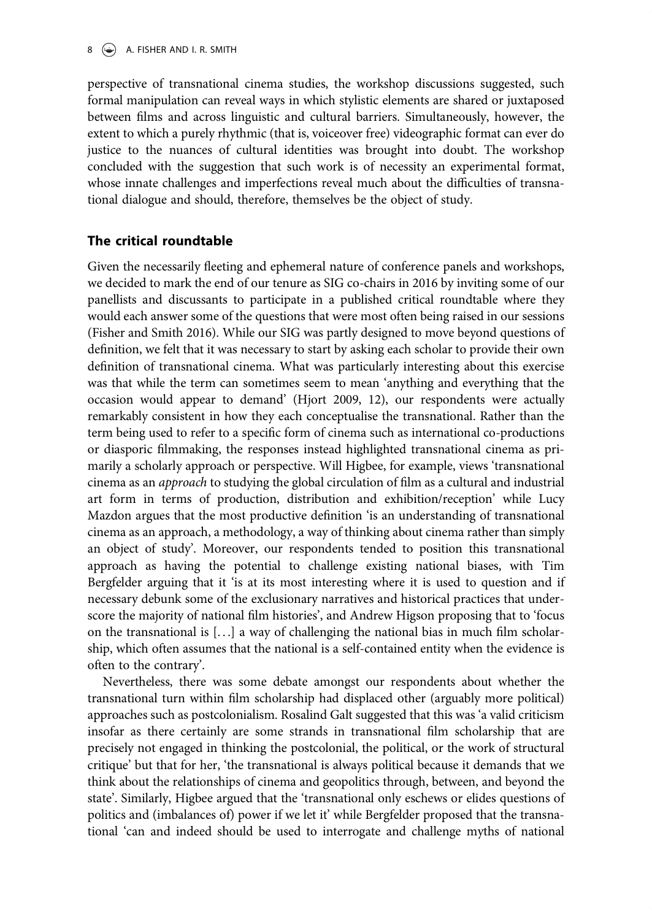perspective of transnational cinema studies, the workshop discussions suggested, such formal manipulation can reveal ways in which stylistic elements are shared or juxtaposed between films and across linguistic and cultural barriers. Simultaneously, however, the extent to which a purely rhythmic (that is, voiceover free) videographic format can ever do justice to the nuances of cultural identities was brought into doubt. The workshop concluded with the suggestion that such work is of necessity an experimental format, whose innate challenges and imperfections reveal much about the difficulties of transnational dialogue and should, therefore, themselves be the object of study.

## The critical roundtable

Given the necessarily fleeting and ephemeral nature of conference panels and workshops, we decided to mark the end of our tenure as SIG co-chairs in 2016 by inviting some of our panellists and discussants to participate in a published critical roundtable where they would each answer some of the questions that were most often being raised in our sessions (Fisher and Smith 2016). While our SIG was partly designed to move beyond questions of definition, we felt that it was necessary to start by asking each scholar to provide their own definition of transnational cinema. What was particularly interesting about this exercise was that while the term can sometimes seem to mean 'anything and everything that the occasion would appear to demand' (Hjort 2009, 12), our respondents were actually remarkably consistent in how they each conceptualise the transnational. Rather than the term being used to refer to a specific form of cinema such as international co-productions or diasporic filmmaking, the responses instead highlighted transnational cinema as primarily a scholarly approach or perspective. Will Higbee, for example, views 'transnational cinema as an *approach* to studying the global circulation of film as a cultural and industrial art form in terms of production, distribution and exhibition/reception' while Lucy Mazdon argues that the most productive definition 'is an understanding of transnational cinema as an approach, a methodology, a way of thinking about cinema rather than simply an object of study'. Moreover, our respondents tended to position this transnational approach as having the potential to challenge existing national biases, with Tim Bergfelder arguing that it 'is at its most interesting where it is used to question and if necessary debunk some of the exclusionary narratives and historical practices that underscore the majority of national film histories', and Andrew Higson proposing that to 'focus on the transnational is […] a way of challenging the national bias in much film scholarship, which often assumes that the national is a self-contained entity when the evidence is often to the contrary'.

Nevertheless, there was some debate amongst our respondents about whether the transnational turn within film scholarship had displaced other (arguably more political) approaches such as postcolonialism. Rosalind Galt suggested that this was 'a valid criticism insofar as there certainly are some strands in transnational film scholarship that are precisely not engaged in thinking the postcolonial, the political, or the work of structural critique' but that for her, 'the transnational is always political because it demands that we think about the relationships of cinema and geopolitics through, between, and beyond the state'. Similarly, Higbee argued that the 'transnational only eschews or elides questions of politics and (imbalances of) power if we let it' while Bergfelder proposed that the transnational 'can and indeed should be used to interrogate and challenge myths of national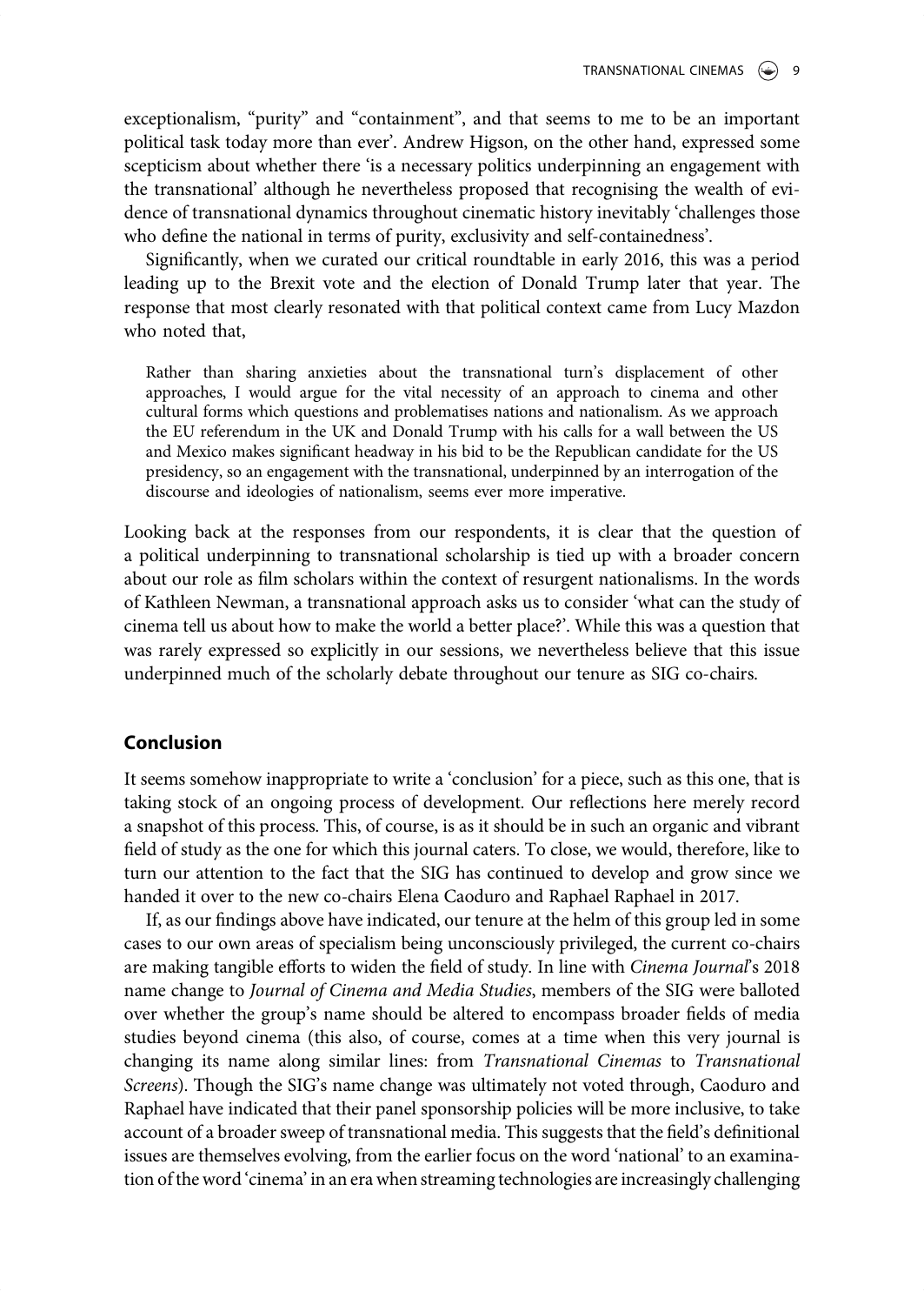exceptionalism, "purity" and "containment", and that seems to me to be an important political task today more than ever'. Andrew Higson, on the other hand, expressed some scepticism about whether there 'is a necessary politics underpinning an engagement with the transnational' although he nevertheless proposed that recognising the wealth of evidence of transnational dynamics throughout cinematic history inevitably 'challenges those who define the national in terms of purity, exclusivity and self-containedness'.

Significantly, when we curated our critical roundtable in early 2016, this was a period leading up to the Brexit vote and the election of Donald Trump later that year. The response that most clearly resonated with that political context came from Lucy Mazdon who noted that,

> Rather than sharing anxieties about the transnational turn's displacement of other approaches, I would argue for the vital necessity of an approach to cinema and other cultural forms which questions and problematises nations and nationalism. As we approach the EU referendum in the UK and Donald Trump with his calls for a wall between the US and Mexico makes significant headway in his bid to be the Republican candidate for the US presidency, so an engagement with the transnational, underpinned by an interrogation of the discourse and ideologies of nationalism, seems ever more imperative.

Looking back at the responses from our respondents, it is clear that the question of a political underpinning to transnational scholarship is tied up with a broader concern about our role as film scholars within the context of resurgent nationalisms. In the words of Kathleen Newman, a transnational approach asks us to consider 'what can the study of cinema tell us about how to make the world a better place?'. While this was a question that was rarely expressed so explicitly in our sessions, we nevertheless believe that this issue underpinned much of the scholarly debate throughout our tenure as SIG co-chairs.

## Conclusion

It seems somehow inappropriate to write a 'conclusion' for a piece, such as this one, that is taking stock of an ongoing process of development. Our reflections here merely record a snapshot of this process. This, of course, is as it should be in such an organic and vibrant field of study as the one for which this journal caters. To close, we would, therefore, like to turn our attention to the fact that the SIG has continued to develop and grow since we handed it over to the new co-chairs Elena Caoduro and Raphael Raphael in 2017.

If, as our findings above have indicated, our tenure at the helm of this group led in some cases to our own areas of specialism being unconsciously privileged, the current co-chairs are making tangible efforts to widen the field of study. In line with *Cinema Journal*'s 2018 name change to *Journal of Cinema and Media Studies*, members of the SIG were balloted over whether the group's name should be altered to encompass broader fields of media studies beyond cinema (this also, of course, comes at a time when this very journal is changing its name along similar lines: from *Transnational Cinemas* to *Transnational Screens*). Though the SIG's name change was ultimately not voted through, Caoduro and Raphael have indicated that their panel sponsorship policies will be more inclusive, to take account of a broader sweep of transnational media. This suggests that the field's definitional issues are themselves evolving, from the earlier focus on the word 'national' to an examination of the word 'cinema' in an era when streaming technologies are increasingly challenging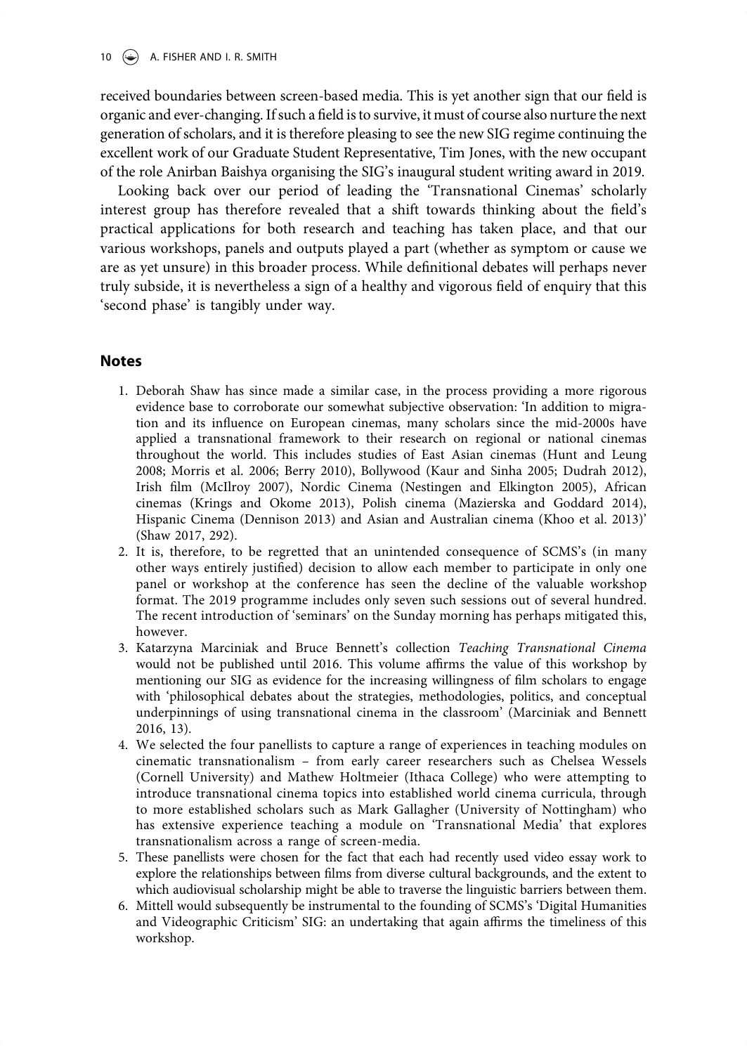received boundaries between screen-based media. This is yet another sign that our field is organic and ever-changing. If such a field is to survive, it must of course also nurture the next generation of scholars, and it is therefore pleasing to see the new SIG regime continuing the excellent work of our Graduate Student Representative, Tim Jones, with the new occupant of the role Anirban Baishya organising the SIG's inaugural student writing award in 2019.

Looking back over our period of leading the 'Transnational Cinemas' scholarly interest group has therefore revealed that a shift towards thinking about the field's practical applications for both research and teaching has taken place, and that our various workshops, panels and outputs played a part (whether as symptom or cause we are as yet unsure) in this broader process. While definitional debates will perhaps never truly subside, it is nevertheless a sign of a healthy and vigorous field of enquiry that this 'second phase' is tangibly under way.

## Notes

1. Deborah Shaw has since made a similar case, in the process providing a more rigorous evidence base to corroborate our somewhat subjective observation: 'In addition to migration and its influence on European cinemas, many scholars since the mid-2000s have applied a transnational framework to their research on regional or national cinemas throughout the world. This includes studies of East Asian cinemas (Hunt and Leung 2008; Morris et al. 2006; Berry 2010), Bollywood (Kaur and Sinha 2005; Dudrah 2012), Irish film (McIlroy 2007), Nordic Cinema (Nestingen and Elkington 2005), African cinemas (Krings and Okome 2013), Polish cinema (Mazierska and Goddard 2014), Hispanic Cinema (Dennison 2013) and Asian and Australian cinema (Khoo et al. 2013)' (Shaw 2017, 292).
2. It is, therefore, to be regretted that an unintended consequence of SCMS's (in many other ways entirely justified) decision to allow each member to participate in only one panel or workshop at the conference has seen the decline of the valuable workshop format. The 2019 programme includes only seven such sessions out of several hundred. The recent introduction of 'seminars' on the Sunday morning has perhaps mitigated this, however.
3. Katarzyna Marciniak and Bruce Bennett's collection *Teaching Transnational Cinema* would not be published until 2016. This volume affirms the value of this workshop by mentioning our SIG as evidence for the increasing willingness of film scholars to engage with 'philosophical debates about the strategies, methodologies, politics, and conceptual underpinnings of using transnational cinema in the classroom' (Marciniak and Bennett 2016, 13).
4. We selected the four panellists to capture a range of experiences in teaching modules on cinematic transnationalism – from early career researchers such as Chelsea Wessels (Cornell University) and Mathew Holtmeier (Ithaca College) who were attempting to introduce transnational cinema topics into established world cinema curricula, through to more established scholars such as Mark Gallagher (University of Nottingham) who has extensive experience teaching a module on 'Transnational Media' that explores transnationalism across a range of screen-media.
5. These panellists were chosen for the fact that each had recently used video essay work to explore the relationships between films from diverse cultural backgrounds, and the extent to which audiovisual scholarship might be able to traverse the linguistic barriers between them.
6. Mittell would subsequently be instrumental to the founding of SCMS's 'Digital Humanities and Videographic Criticism' SIG: an undertaking that again affirms the timeliness of this workshop.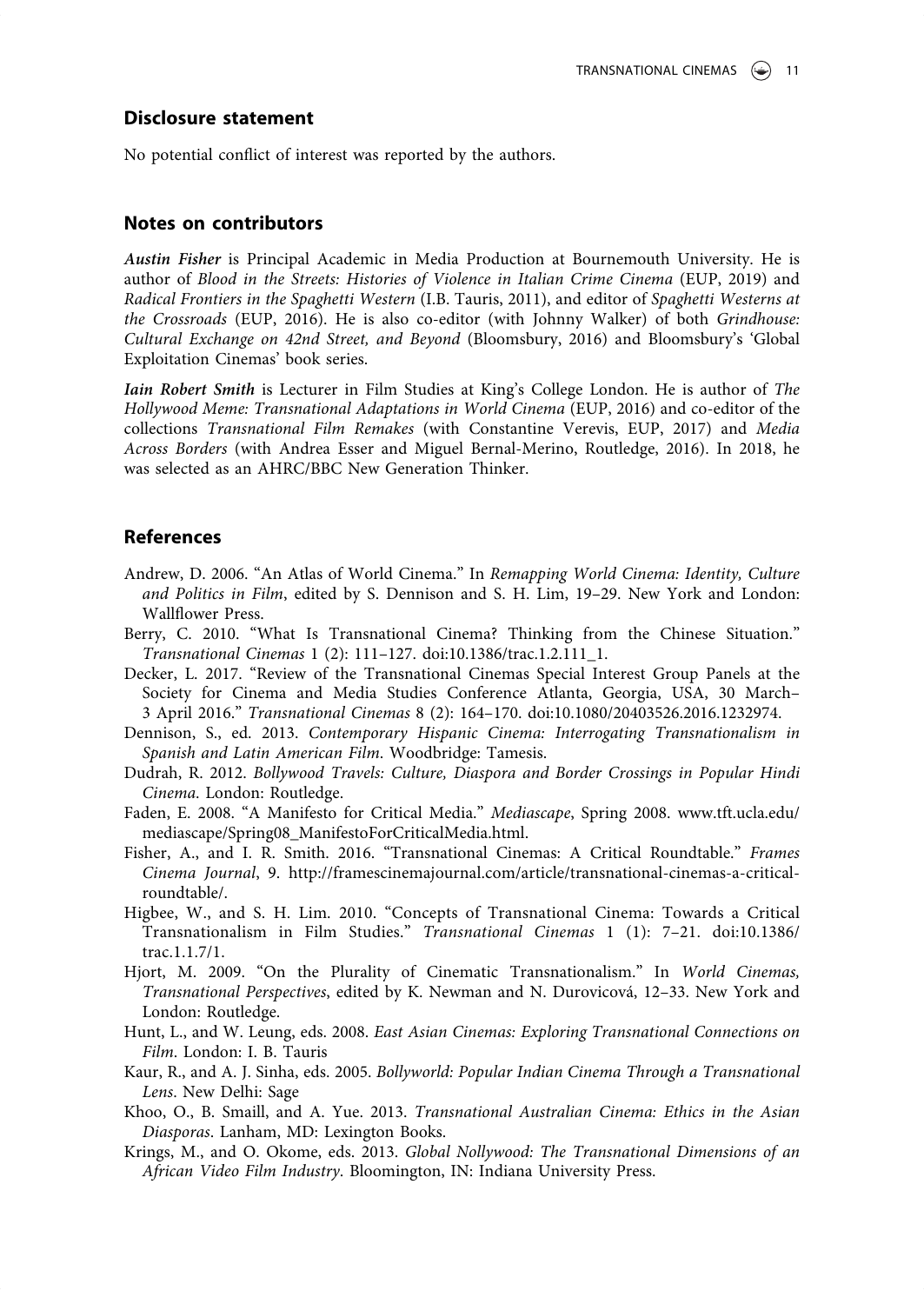## Disclosure statement

No potential conflict of interest was reported by the authors.

## Notes on contributors

***Austin Fisher*** is Principal Academic in Media Production at Bournemouth University. He is author of *Blood in the Streets: Histories of Violence in Italian Crime Cinema* (EUP, 2019) and *Radical Frontiers in the Spaghetti Western* (I.B. Tauris, 2011), and editor of *Spaghetti Westerns at the Crossroads* (EUP, 2016). He is also co-editor (with Johnny Walker) of both *Grindhouse: Cultural Exchange on 42nd Street, and Beyond* (Bloomsbury, 2016) and Bloomsbury's 'Global Exploitation Cinemas' book series.

***Iain Robert Smith*** is Lecturer in Film Studies at King's College London. He is author of *The Hollywood Meme: Transnational Adaptations in World Cinema* (EUP, 2016) and co-editor of the collections *Transnational Film Remakes* (with Constantine Verevis, EUP, 2017) and *Media Across Borders* (with Andrea Esser and Miguel Bernal-Merino, Routledge, 2016). In 2018, he was selected as an AHRC/BBC New Generation Thinker.

## References

Andrew, D. 2006. "An Atlas of World Cinema." In *Remapping World Cinema: Identity, Culture and Politics in Film*, edited by S. Dennison and S. H. Lim, 19–29. New York and London: Wallflower Press.

Berry, C. 2010. "What Is Transnational Cinema? Thinking from the Chinese Situation." *Transnational Cinemas* 1 (2): 111–127. doi:10.1386/trac.1.2.111_1.

Decker, L. 2017. "Review of the Transnational Cinemas Special Interest Group Panels at the Society for Cinema and Media Studies Conference Atlanta, Georgia, USA, 30 March–3 April 2016." *Transnational Cinemas* 8 (2): 164–170. doi:10.1080/20403526.2016.1232974.

Dennison, S., ed. 2013. *Contemporary Hispanic Cinema: Interrogating Transnationalism in Spanish and Latin American Film*. Woodbridge: Tamesis.

Dudrah, R. 2012. *Bollywood Travels: Culture, Diaspora and Border Crossings in Popular Hindi Cinema*. London: Routledge.

Faden, E. 2008. "A Manifesto for Critical Media." *Mediascape*, Spring 2008. www.tft.ucla.edu/mediascape/Spring08_ManifestoForCriticalMedia.html.

Fisher, A., and I. R. Smith. 2016. "Transnational Cinemas: A Critical Roundtable." *Frames Cinema Journal*, 9. http://framescinemajournal.com/article/transnational-cinemas-a-critical-roundtable/.

Higbee, W., and S. H. Lim. 2010. "Concepts of Transnational Cinema: Towards a Critical Transnationalism in Film Studies." *Transnational Cinemas* 1 (1): 7–21. doi:10.1386/trac.1.1.7/1.

Hjort, M. 2009. "On the Plurality of Cinematic Transnationalism." In *World Cinemas, Transnational Perspectives*, edited by K. Newman and N. Durovicová, 12–33. New York and London: Routledge.

Hunt, L., and W. Leung, eds. 2008. *East Asian Cinemas: Exploring Transnational Connections on Film*. London: I. B. Tauris

Kaur, R., and A. J. Sinha, eds. 2005. *Bollyworld: Popular Indian Cinema Through a Transnational Lens*. New Delhi: Sage

Khoo, O., B. Smaill, and A. Yue. 2013. *Transnational Australian Cinema: Ethics in the Asian Diasporas*. Lanham, MD: Lexington Books.

Krings, M., and O. Okome, eds. 2013. *Global Nollywood: The Transnational Dimensions of an African Video Film Industry*. Bloomington, IN: Indiana University Press.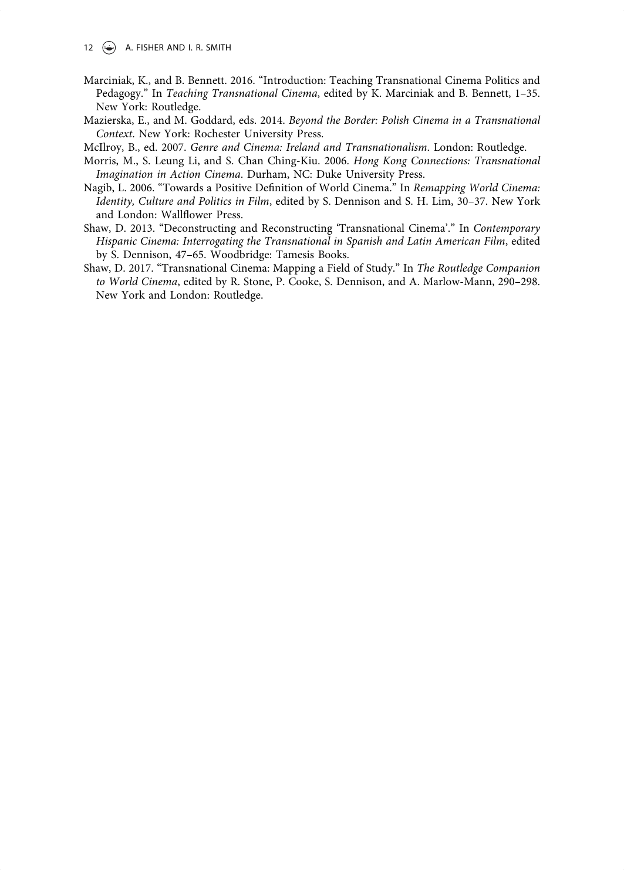Marciniak, K., and B. Bennett. 2016. "Introduction: Teaching Transnational Cinema Politics and Pedagogy." In *Teaching Transnational Cinema*, edited by K. Marciniak and B. Bennett, 1–35. New York: Routledge.

Mazierska, E., and M. Goddard, eds. 2014. *Beyond the Border: Polish Cinema in a Transnational Context*. New York: Rochester University Press.

McIlroy, B., ed. 2007. *Genre and Cinema: Ireland and Transnationalism*. London: Routledge.

Morris, M., S. Leung Li, and S. Chan Ching-Kiu. 2006. *Hong Kong Connections: Transnational Imagination in Action Cinema*. Durham, NC: Duke University Press.

Nagib, L. 2006. "Towards a Positive Definition of World Cinema." In *Remapping World Cinema: Identity, Culture and Politics in Film*, edited by S. Dennison and S. H. Lim, 30–37. New York and London: Wallflower Press.

Shaw, D. 2013. "Deconstructing and Reconstructing 'Transnational Cinema'." In *Contemporary Hispanic Cinema: Interrogating the Transnational in Spanish and Latin American Film*, edited by S. Dennison, 47–65. Woodbridge: Tamesis Books.

Shaw, D. 2017. "Transnational Cinema: Mapping a Field of Study." In *The Routledge Companion to World Cinema*, edited by R. Stone, P. Cooke, S. Dennison, and A. Marlow-Mann, 290–298. New York and London: Routledge.